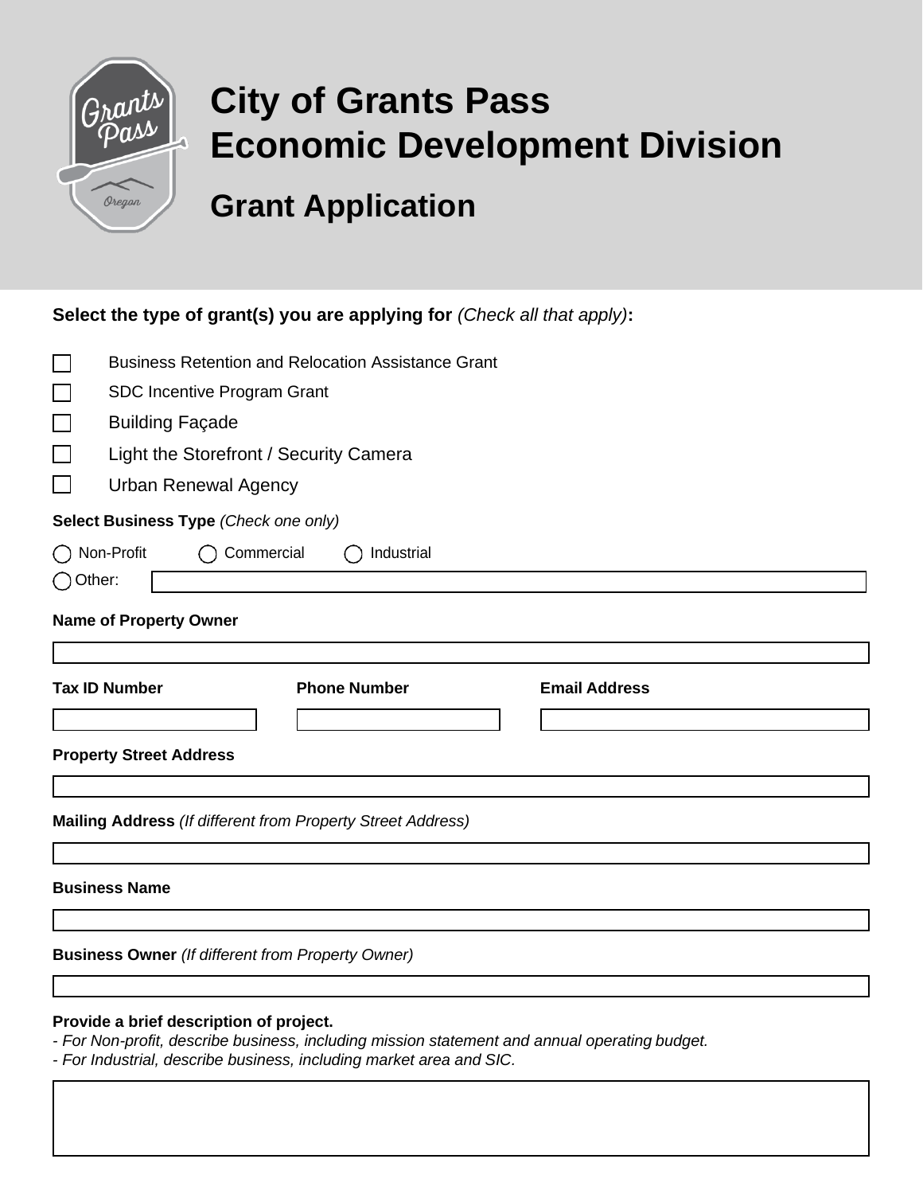# City of Grants Pass Economic Development Division

## Grant Application

**Select the type of grant(s) you are applying for** *(Check all that apply)***:**

- ☐ Business Retention and Relocation Assistance Grant
- ☐ SDC Incentive Program Grant
- ☐ Building Façade
- ☐ Light the Storefront / Security Camera
- ☐ Urban Renewal Agency

**Select Business Type** *(Check one only)*

◯ Non-Profit ◯ Commercial ◯ Industrial

◯ Other: ____________________

**Name of Property Owner**

____________________

| **Tax ID Number** | **Phone Number** | **Email Address** |
|---|---|---|
| | | |

**Property Street Address**

____________________

**Mailing Address** *(If different from Property Street Address)*

____________________

**Business Name**

____________________

**Business Owner** *(If different from Property Owner)*

____________________

**Provide a brief description of project.**

*- For Non-profit, describe business, including mission statement and annual operating budget.*

*- For Industrial, describe business, including market area and SIC.*

____________________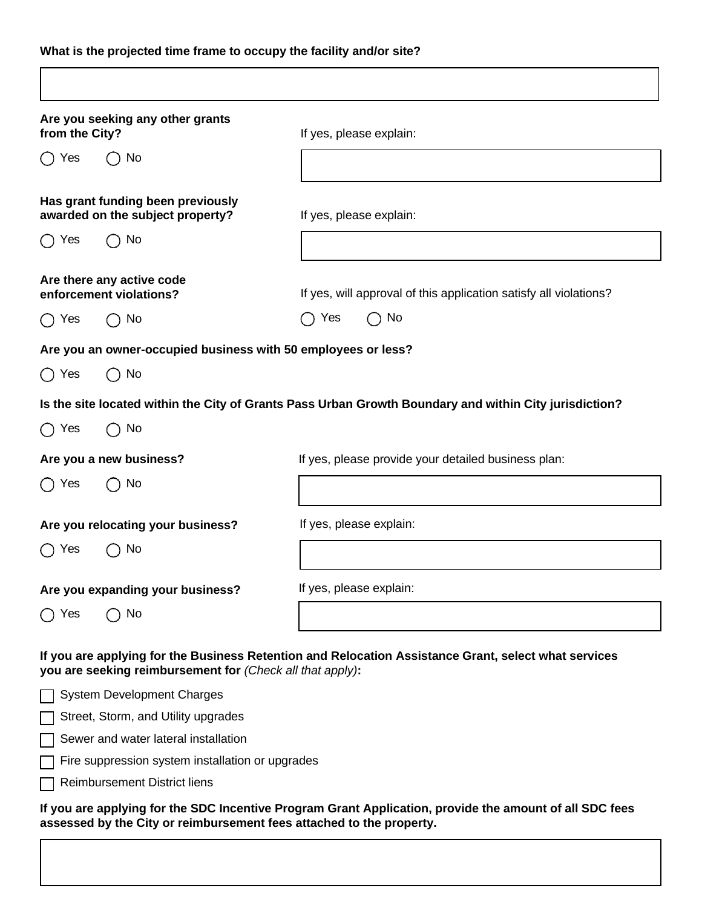**What is the projected time frame to occupy the facility and/or site?**

&nbsp;

**Are you seeking any other grants from the City?**

◯ Yes ◯ No

If yes, please explain:

&nbsp;

**Has grant funding been previously awarded on the subject property?**

◯ Yes ◯ No

If yes, please explain:

&nbsp;

**Are there any active code enforcement violations?**

◯ Yes ◯ No

If yes, will approval of this application satisfy all violations?

◯ Yes ◯ No

**Are you an owner-occupied business with 50 employees or less?**

◯ Yes ◯ No

**Is the site located within the City of Grants Pass Urban Growth Boundary and within City jurisdiction?**

◯ Yes ◯ No

**Are you a new business?**

◯ Yes ◯ No

If yes, please provide your detailed business plan:

&nbsp;

**Are you relocating your business?**

◯ Yes ◯ No

If yes, please explain:

&nbsp;

**Are you expanding your business?**

◯ Yes ◯ No

If yes, please explain:

&nbsp;

**If you are applying for the Business Retention and Relocation Assistance Grant, select what services you are seeking reimbursement for** *(Check all that apply)***:**

☐ System Development Charges

☐ Street, Storm, and Utility upgrades

☐ Sewer and water lateral installation

☐ Fire suppression system installation or upgrades

☐ Reimbursement District liens

**If you are applying for the SDC Incentive Program Grant Application, provide the amount of all SDC fees assessed by the City or reimbursement fees attached to the property.**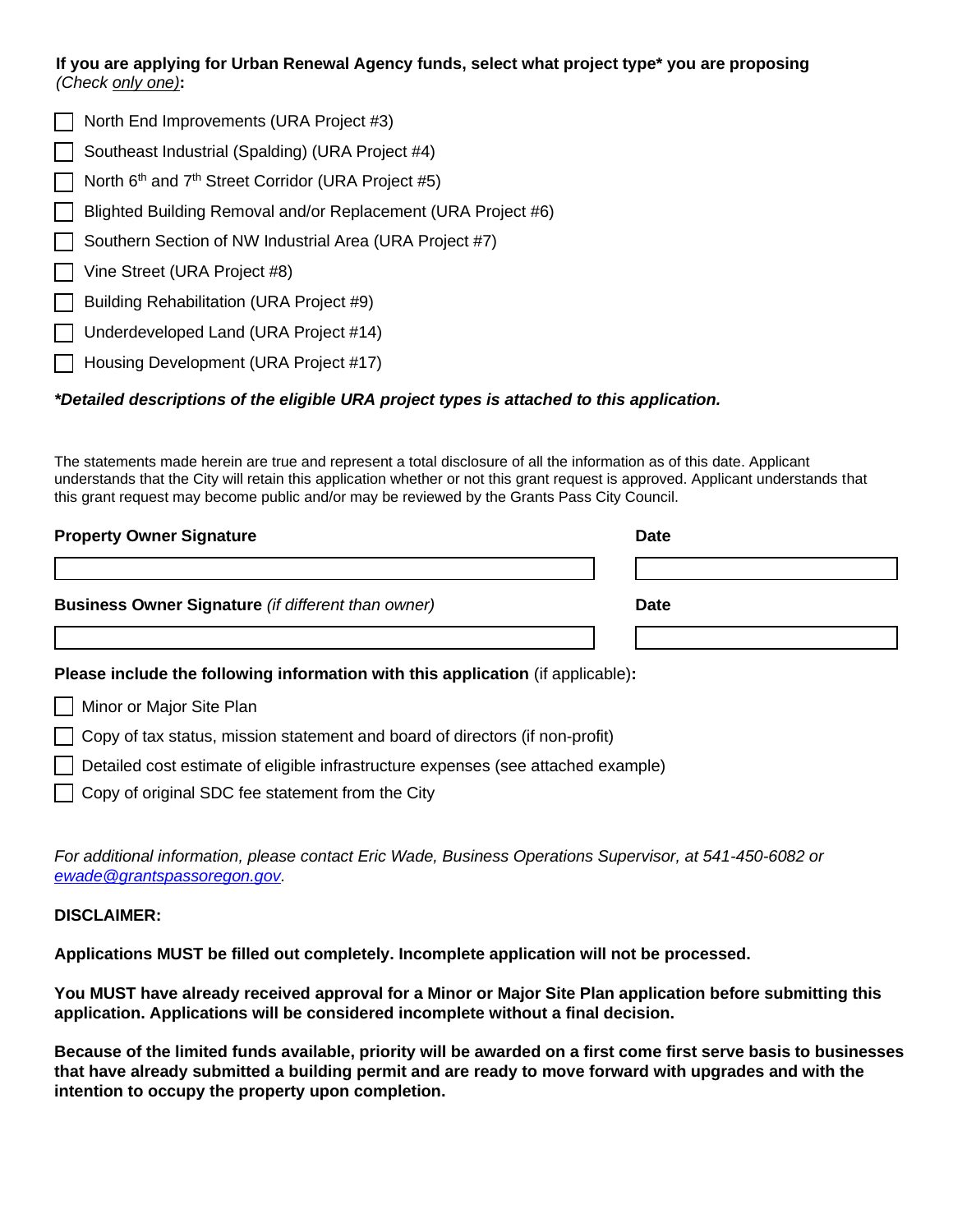**If you are applying for Urban Renewal Agency funds, select what project type\* you are proposing** *(Check only one)*:

- [ ] North End Improvements (URA Project #3)
- [ ] Southeast Industrial (Spalding) (URA Project #4)
- [ ] North 6th and 7th Street Corridor (URA Project #5)
- [ ] Blighted Building Removal and/or Replacement (URA Project #6)
- [ ] Southern Section of NW Industrial Area (URA Project #7)
- [ ] Vine Street (URA Project #8)
- [ ] Building Rehabilitation (URA Project #9)
- [ ] Underdeveloped Land (URA Project #14)
- [ ] Housing Development (URA Project #17)

***Detailed descriptions of the eligible URA project types is attached to this application.**

The statements made herein are true and represent a total disclosure of all the information as of this date. Applicant understands that the City will retain this application whether or not this grant request is approved. Applicant understands that this grant request may become public and/or may be reviewed by the Grants Pass City Council.

| **Property Owner Signature** | **Date** |
|---|---|
| | |

| **Business Owner Signature** *(if different than owner)* | **Date** |
|---|---|
| | |

**Please include the following information with this application** (if applicable)**:**

- [ ] Minor or Major Site Plan
- [ ] Copy of tax status, mission statement and board of directors (if non-profit)
- [ ] Detailed cost estimate of eligible infrastructure expenses (see attached example)
- [ ] Copy of original SDC fee statement from the City

*For additional information, please contact Eric Wade, Business Operations Supervisor, at 541-450-6082 or ewade@grantspassoregon.gov.*

**DISCLAIMER:**

**Applications MUST be filled out completely. Incomplete application will not be processed.**

**You MUST have already received approval for a Minor or Major Site Plan application before submitting this application. Applications will be considered incomplete without a final decision.**

**Because of the limited funds available, priority will be awarded on a first come first serve basis to businesses that have already submitted a building permit and are ready to move forward with upgrades and with the intention to occupy the property upon completion.**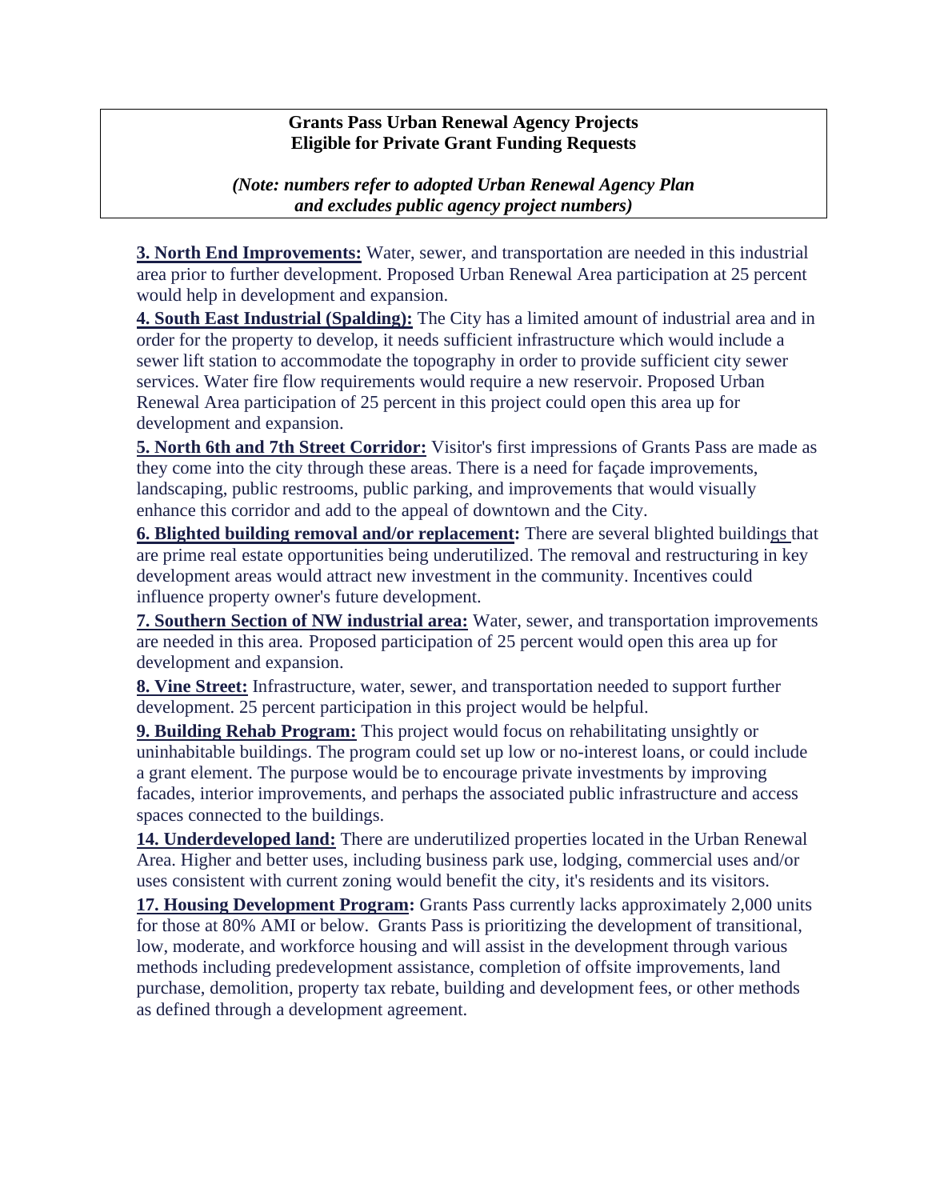**Grants Pass Urban Renewal Agency Projects**
**Eligible for Private Grant Funding Requests**

***(Note: numbers refer to adopted Urban Renewal Agency Plan and excludes public agency project numbers)***

**3. North End Improvements:** Water, sewer, and transportation are needed in this industrial area prior to further development. Proposed Urban Renewal Area participation at 25 percent would help in development and expansion.

**4. South East Industrial (Spalding):** The City has a limited amount of industrial area and in order for the property to develop, it needs sufficient infrastructure which would include a sewer lift station to accommodate the topography in order to provide sufficient city sewer services. Water fire flow requirements would require a new reservoir. Proposed Urban Renewal Area participation of 25 percent in this project could open this area up for development and expansion.

**5. North 6th and 7th Street Corridor:** Visitor's first impressions of Grants Pass are made as they come into the city through these areas. There is a need for façade improvements, landscaping, public restrooms, public parking, and improvements that would visually enhance this corridor and add to the appeal of downtown and the City.

**6. Blighted building removal and/or replacement:** There are several blighted buildings that are prime real estate opportunities being underutilized. The removal and restructuring in key development areas would attract new investment in the community. Incentives could influence property owner's future development.

**7. Southern Section of NW industrial area:** Water, sewer, and transportation improvements are needed in this area. Proposed participation of 25 percent would open this area up for development and expansion.

**8. Vine Street:** Infrastructure, water, sewer, and transportation needed to support further development. 25 percent participation in this project would be helpful.

**9. Building Rehab Program:** This project would focus on rehabilitating unsightly or uninhabitable buildings. The program could set up low or no-interest loans, or could include a grant element. The purpose would be to encourage private investments by improving facades, interior improvements, and perhaps the associated public infrastructure and access spaces connected to the buildings.

**14. Underdeveloped land:** There are underutilized properties located in the Urban Renewal Area. Higher and better uses, including business park use, lodging, commercial uses and/or uses consistent with current zoning would benefit the city, it's residents and its visitors.

**17. Housing Development Program:** Grants Pass currently lacks approximately 2,000 units for those at 80% AMI or below. Grants Pass is prioritizing the development of transitional, low, moderate, and workforce housing and will assist in the development through various methods including predevelopment assistance, completion of offsite improvements, land purchase, demolition, property tax rebate, building and development fees, or other methods as defined through a development agreement.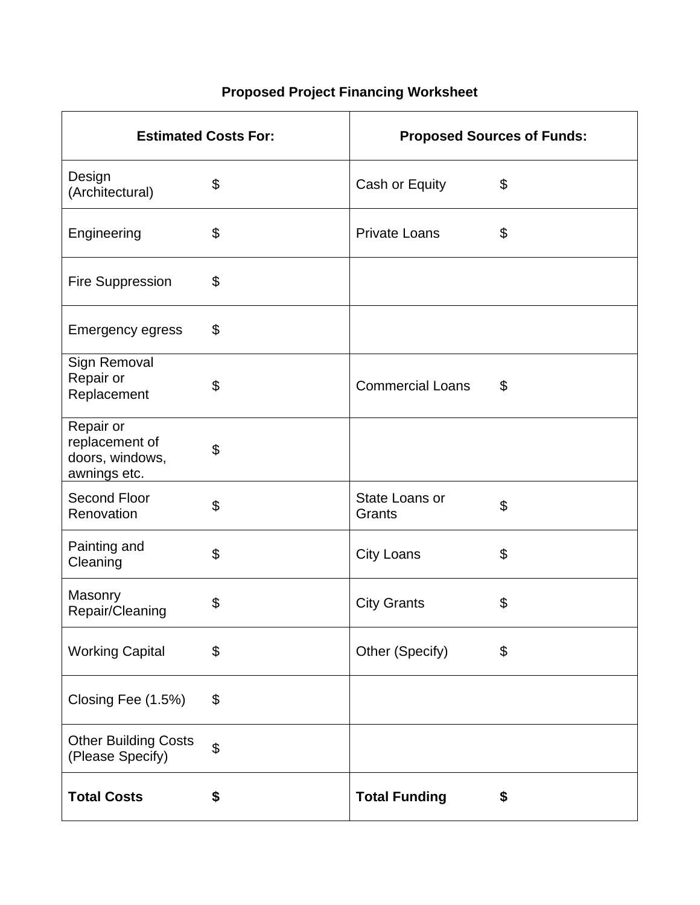**Proposed Project Financing Worksheet**

| **Estimated Costs For:** | | **Proposed Sources of Funds:** | |
|---|---|---|---|
| Design (Architectural) | $ | Cash or Equity | $ |
| Engineering | $ | Private Loans | $ |
| Fire Suppression | $ | | |
| Emergency egress | $ | | |
| Sign Removal Repair or Replacement | $ | Commercial Loans | $ |
| Repair or replacement of doors, windows, awnings etc. | $ | | |
| Second Floor Renovation | $ | State Loans or Grants | $ |
| Painting and Cleaning | $ | City Loans | $ |
| Masonry Repair/Cleaning | $ | City Grants | $ |
| Working Capital | $ | Other (Specify) | $ |
| Closing Fee (1.5%) | $ | | |
| Other Building Costs (Please Specify) | $ | | |
| **Total Costs** | **$** | **Total Funding** | **$** |